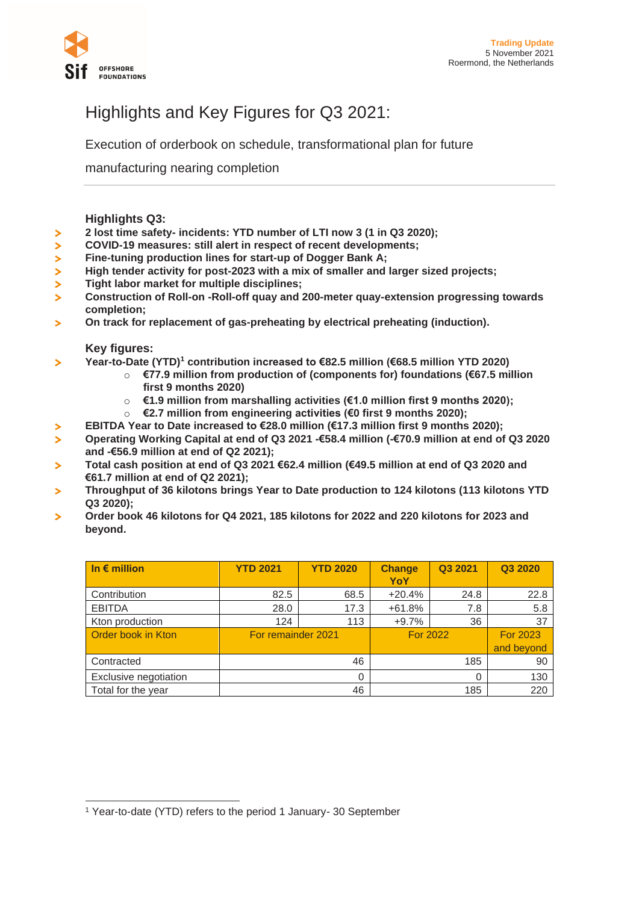Trading Update
5 November 2021
Roermond, the Netherlands

# Highlights and Key Figures for Q3 2021:

Execution of orderbook on schedule, transformational plan for future manufacturing nearing completion

### Highlights Q3:

- **2 lost time safety- incidents: YTD number of LTI now 3 (1 in Q3 2020);**
- **COVID-19 measures: still alert in respect of recent developments;**
- **Fine-tuning production lines for start-up of Dogger Bank A;**
- **High tender activity for post-2023 with a mix of smaller and larger sized projects;**
- **Tight labor market for multiple disciplines;**
- **Construction of Roll-on -Roll-off quay and 200-meter quay-extension progressing towards completion;**
- **On track for replacement of gas-preheating by electrical preheating (induction).**

### Key figures:

- **Year-to-Date (YTD)[1] contribution increased to €82.5 million (€68.5 million YTD 2020)**
  - **€77.9 million from production of (components for) foundations (€67.5 million first 9 months 2020)**
  - **€1.9 million from marshalling activities (€1.0 million first 9 months 2020);**
  - **€2.7 million from engineering activities (€0 first 9 months 2020);**
- **EBITDA Year to Date increased to €28.0 million (€17.3 million first 9 months 2020);**
- **Operating Working Capital at end of Q3 2021 -€58.4 million (-€70.9 million at end of Q3 2020 and -€56.9 million at end of Q2 2021);**
- **Total cash position at end of Q3 2021 €62.4 million (€49.5 million at end of Q3 2020 and €61.7 million at end of Q2 2021);**
- **Throughput of 36 kilotons brings Year to Date production to 124 kilotons (113 kilotons YTD Q3 2020);**
- **Order book 46 kilotons for Q4 2021, 185 kilotons for 2022 and 220 kilotons for 2023 and beyond.**

| In € million | YTD 2021 | YTD 2020 | Change YoY | Q3 2021 | Q3 2020 |
|---|---|---|---|---|---|
| Contribution | 82.5 | 68.5 | +20.4% | 24.8 | 22.8 |
| EBITDA | 28.0 | 17.3 | +61.8% | 7.8 | 5.8 |
| Kton production | 124 | 113 | +9.7% | 36 | 37 |
| Order book in Kton | For remainder 2021 | | For 2022 | | For 2023 and beyond |
| Contracted | | 46 | | 185 | 90 |
| Exclusive negotiation | | 0 | | 0 | 130 |
| Total for the year | | 46 | | 185 | 220 |

[1] Year-to-date (YTD) refers to the period 1 January- 30 September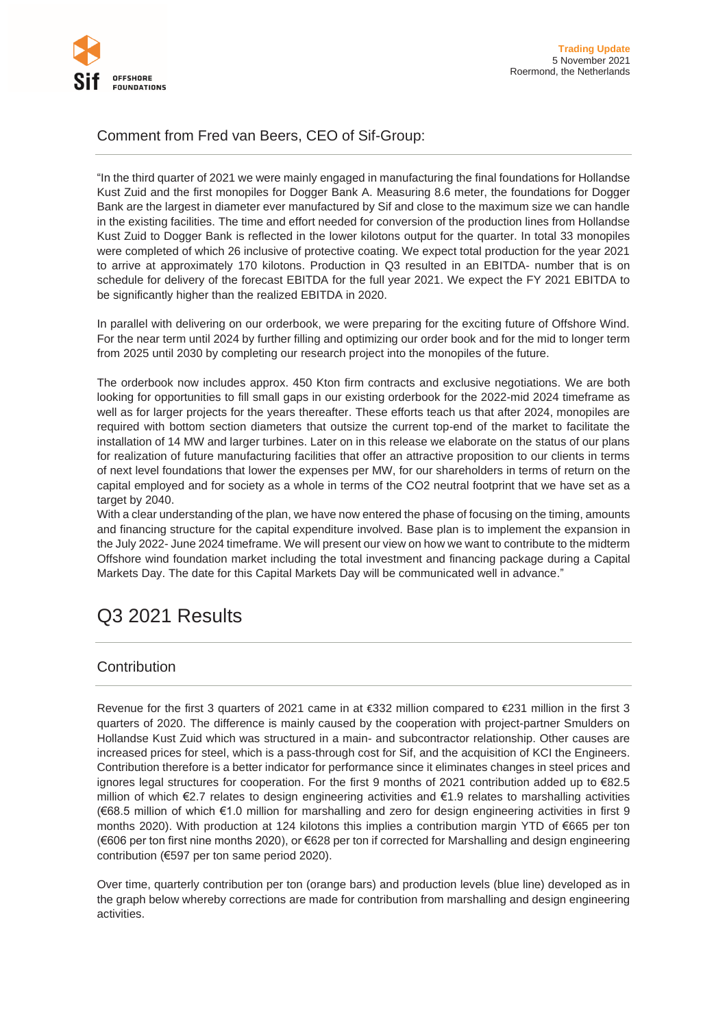## Comment from Fred van Beers, CEO of Sif-Group:

"In the third quarter of 2021 we were mainly engaged in manufacturing the final foundations for Hollandse Kust Zuid and the first monopiles for Dogger Bank A. Measuring 8.6 meter, the foundations for Dogger Bank are the largest in diameter ever manufactured by Sif and close to the maximum size we can handle in the existing facilities. The time and effort needed for conversion of the production lines from Hollandse Kust Zuid to Dogger Bank is reflected in the lower kilotons output for the quarter. In total 33 monopiles were completed of which 26 inclusive of protective coating. We expect total production for the year 2021 to arrive at approximately 170 kilotons. Production in Q3 resulted in an EBITDA- number that is on schedule for delivery of the forecast EBITDA for the full year 2021. We expect the FY 2021 EBITDA to be significantly higher than the realized EBITDA in 2020.

In parallel with delivering on our orderbook, we were preparing for the exciting future of Offshore Wind. For the near term until 2024 by further filling and optimizing our order book and for the mid to longer term from 2025 until 2030 by completing our research project into the monopiles of the future.

The orderbook now includes approx. 450 Kton firm contracts and exclusive negotiations. We are both looking for opportunities to fill small gaps in our existing orderbook for the 2022-mid 2024 timeframe as well as for larger projects for the years thereafter. These efforts teach us that after 2024, monopiles are required with bottom section diameters that outsize the current top-end of the market to facilitate the installation of 14 MW and larger turbines. Later on in this release we elaborate on the status of our plans for realization of future manufacturing facilities that offer an attractive proposition to our clients in terms of next level foundations that lower the expenses per MW, for our shareholders in terms of return on the capital employed and for society as a whole in terms of the CO2 neutral footprint that we have set as a target by 2040.

With a clear understanding of the plan, we have now entered the phase of focusing on the timing, amounts and financing structure for the capital expenditure involved. Base plan is to implement the expansion in the July 2022- June 2024 timeframe. We will present our view on how we want to contribute to the midterm Offshore wind foundation market including the total investment and financing package during a Capital Markets Day. The date for this Capital Markets Day will be communicated well in advance."

# Q3 2021 Results

## Contribution

Revenue for the first 3 quarters of 2021 came in at €332 million compared to €231 million in the first 3 quarters of 2020. The difference is mainly caused by the cooperation with project-partner Smulders on Hollandse Kust Zuid which was structured in a main- and subcontractor relationship. Other causes are increased prices for steel, which is a pass-through cost for Sif, and the acquisition of KCI the Engineers. Contribution therefore is a better indicator for performance since it eliminates changes in steel prices and ignores legal structures for cooperation. For the first 9 months of 2021 contribution added up to €82.5 million of which €2.7 relates to design engineering activities and €1.9 relates to marshalling activities (€68.5 million of which €1.0 million for marshalling and zero for design engineering activities in first 9 months 2020). With production at 124 kilotons this implies a contribution margin YTD of €665 per ton (€606 per ton first nine months 2020), or €628 per ton if corrected for Marshalling and design engineering contribution (€597 per ton same period 2020).

Over time, quarterly contribution per ton (orange bars) and production levels (blue line) developed as in the graph below whereby corrections are made for contribution from marshalling and design engineering activities.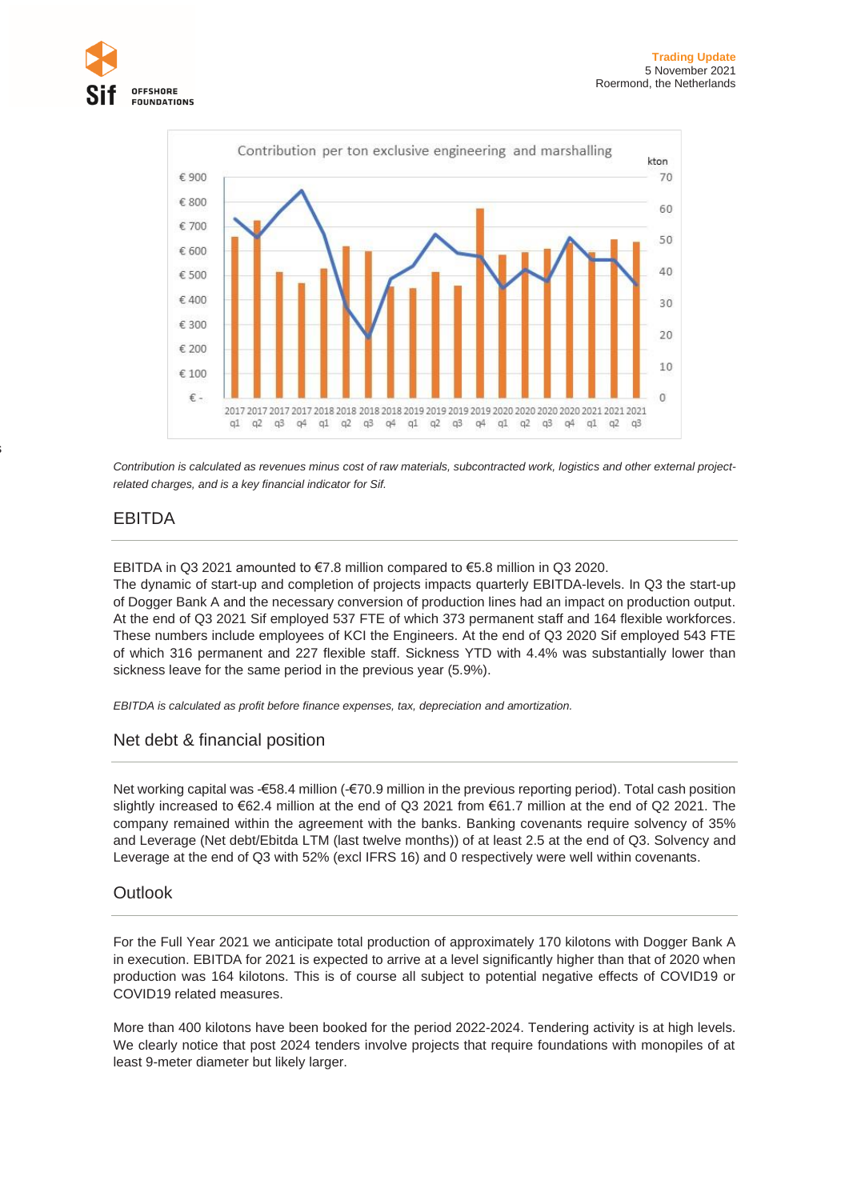Contribution is calculated as revenues minus cost of raw materials, subcontracted work, logistics and other external project-related charges, and is a key financial indicator for Sif.

## EBITDA

EBITDA in Q3 2021 amounted to €7.8 million compared to €5.8 million in Q3 2020.
The dynamic of start-up and completion of projects impacts quarterly EBITDA-levels. In Q3 the start-up of Dogger Bank A and the necessary conversion of production lines had an impact on production output. At the end of Q3 2021 Sif employed 537 FTE of which 373 permanent staff and 164 flexible workforces. These numbers include employees of KCI the Engineers. At the end of Q3 2020 Sif employed 543 FTE of which 316 permanent and 227 flexible staff. Sickness YTD with 4.4% was substantially lower than sickness leave for the same period in the previous year (5.9%).

*EBITDA is calculated as profit before finance expenses, tax, depreciation and amortization.*

## Net debt & financial position

Net working capital was -€58.4 million (-€70.9 million in the previous reporting period). Total cash position slightly increased to €62.4 million at the end of Q3 2021 from €61.7 million at the end of Q2 2021. The company remained within the agreement with the banks. Banking covenants require solvency of 35% and Leverage (Net debt/Ebitda LTM (last twelve months)) of at least 2.5 at the end of Q3. Solvency and Leverage at the end of Q3 with 52% (excl IFRS 16) and 0 respectively were well within covenants.

## Outlook

For the Full Year 2021 we anticipate total production of approximately 170 kilotons with Dogger Bank A in execution. EBITDA for 2021 is expected to arrive at a level significantly higher than that of 2020 when production was 164 kilotons. This is of course all subject to potential negative effects of COVID19 or COVID19 related measures.

More than 400 kilotons have been booked for the period 2022-2024. Tendering activity is at high levels. We clearly notice that post 2024 tenders involve projects that require foundations with monopiles of at least 9-meter diameter but likely larger.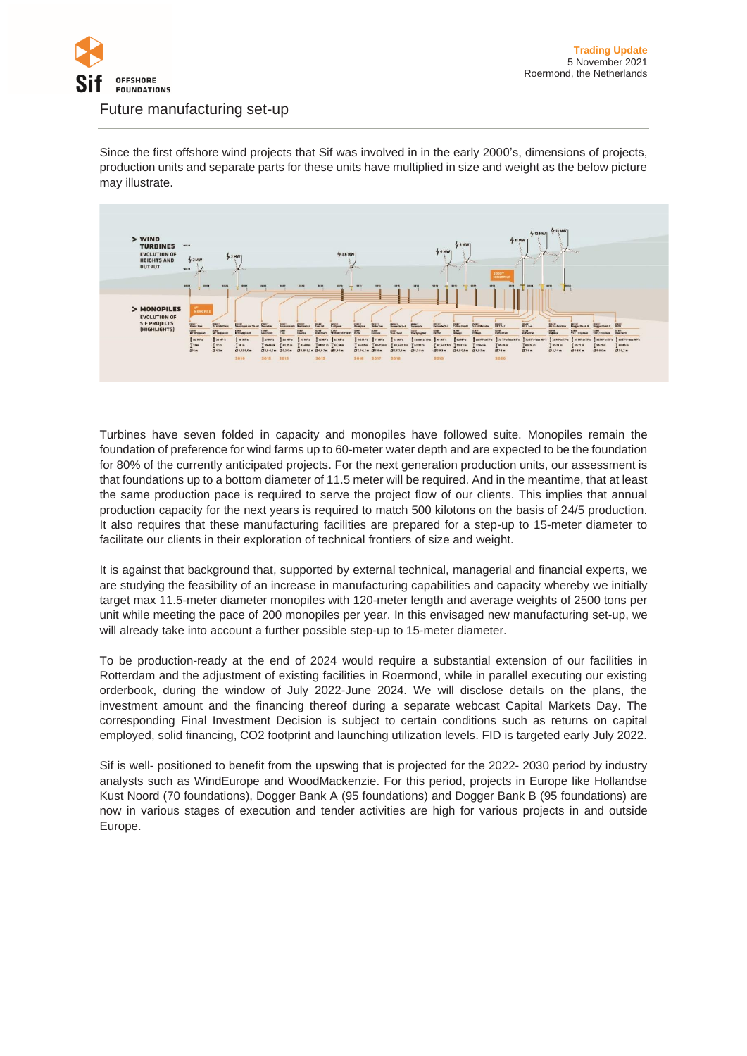## Future manufacturing set-up

Since the first offshore wind projects that Sif was involved in in the early 2000's, dimensions of projects, production units and separate parts for these units have multiplied in size and weight as the below picture may illustrate.

Turbines have seven folded in capacity and monopiles have followed suite. Monopiles remain the foundation of preference for wind farms up to 60-meter water depth and are expected to be the foundation for 80% of the currently anticipated projects. For the next generation production units, our assessment is that foundations up to a bottom diameter of 11.5 meter will be required. And in the meantime, that at least the same production pace is required to serve the project flow of our clients. This implies that annual production capacity for the next years is required to match 500 kilotons on the basis of 24/5 production. It also requires that these manufacturing facilities are prepared for a step-up to 15-meter diameter to facilitate our clients in their exploration of technical frontiers of size and weight.

It is against that background that, supported by external technical, managerial and financial experts, we are studying the feasibility of an increase in manufacturing capabilities and capacity whereby we initially target max 11.5-meter diameter monopiles with 120-meter length and average weights of 2500 tons per unit while meeting the pace of 200 monopiles per year. In this envisaged new manufacturing set-up, we will already take into account a further possible step-up to 15-meter diameter.

To be production-ready at the end of 2024 would require a substantial extension of our facilities in Rotterdam and the adjustment of existing facilities in Roermond, while in parallel executing our existing orderbook, during the window of July 2022-June 2024. We will disclose details on the plans, the investment amount and the financing thereof during a separate webcast Capital Markets Day. The corresponding Final Investment Decision is subject to certain conditions such as returns on capital employed, solid financing, $CO_2$ footprint and launching utilization levels. FID is targeted early July 2022.

Sif is well- positioned to benefit from the upswing that is projected for the 2022- 2030 period by industry analysts such as WindEurope and WoodMackenzie. For this period, projects in Europe like Hollandse Kust Noord (70 foundations), Dogger Bank A (95 foundations) and Dogger Bank B (95 foundations) are now in various stages of execution and tender activities are high for various projects in and outside Europe.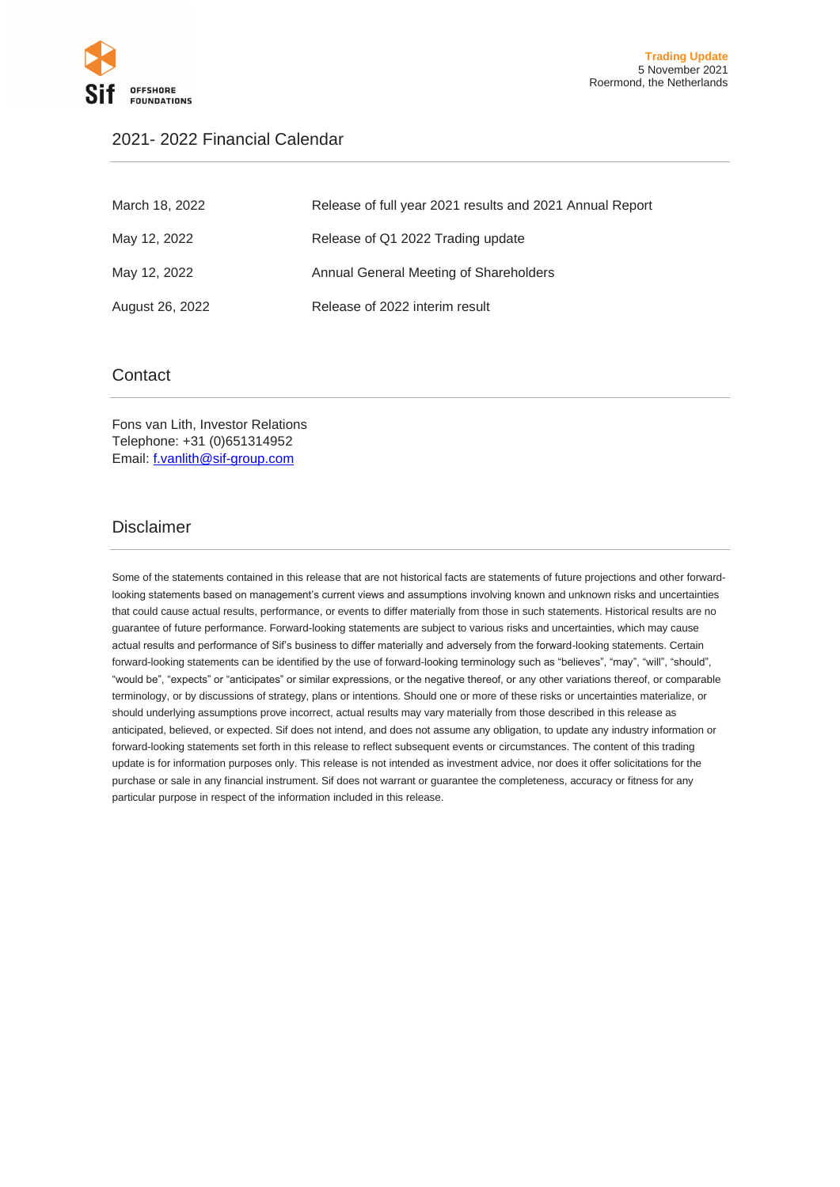## 2021- 2022 Financial Calendar

| | |
|---|---|
| March 18, 2022 | Release of full year 2021 results and 2021 Annual Report |
| May 12, 2022 | Release of Q1 2022 Trading update |
| May 12, 2022 | Annual General Meeting of Shareholders |
| August 26, 2022 | Release of 2022 interim result |

## Contact

Fons van Lith, Investor Relations
Telephone: +31 (0)651314952
Email: f.vanlith@sif-group.com

## Disclaimer

Some of the statements contained in this release that are not historical facts are statements of future projections and other forward-looking statements based on management's current views and assumptions involving known and unknown risks and uncertainties that could cause actual results, performance, or events to differ materially from those in such statements. Historical results are no guarantee of future performance. Forward-looking statements are subject to various risks and uncertainties, which may cause actual results and performance of Sif's business to differ materially and adversely from the forward-looking statements. Certain forward-looking statements can be identified by the use of forward-looking terminology such as "believes", "may", "will", "should", "would be", "expects" or "anticipates" or similar expressions, or the negative thereof, or any other variations thereof, or comparable terminology, or by discussions of strategy, plans or intentions. Should one or more of these risks or uncertainties materialize, or should underlying assumptions prove incorrect, actual results may vary materially from those described in this release as anticipated, believed, or expected. Sif does not intend, and does not assume any obligation, to update any industry information or forward-looking statements set forth in this release to reflect subsequent events or circumstances. The content of this trading update is for information purposes only. This release is not intended as investment advice, nor does it offer solicitations for the purchase or sale in any financial instrument. Sif does not warrant or guarantee the completeness, accuracy or fitness for any particular purpose in respect of the information included in this release.